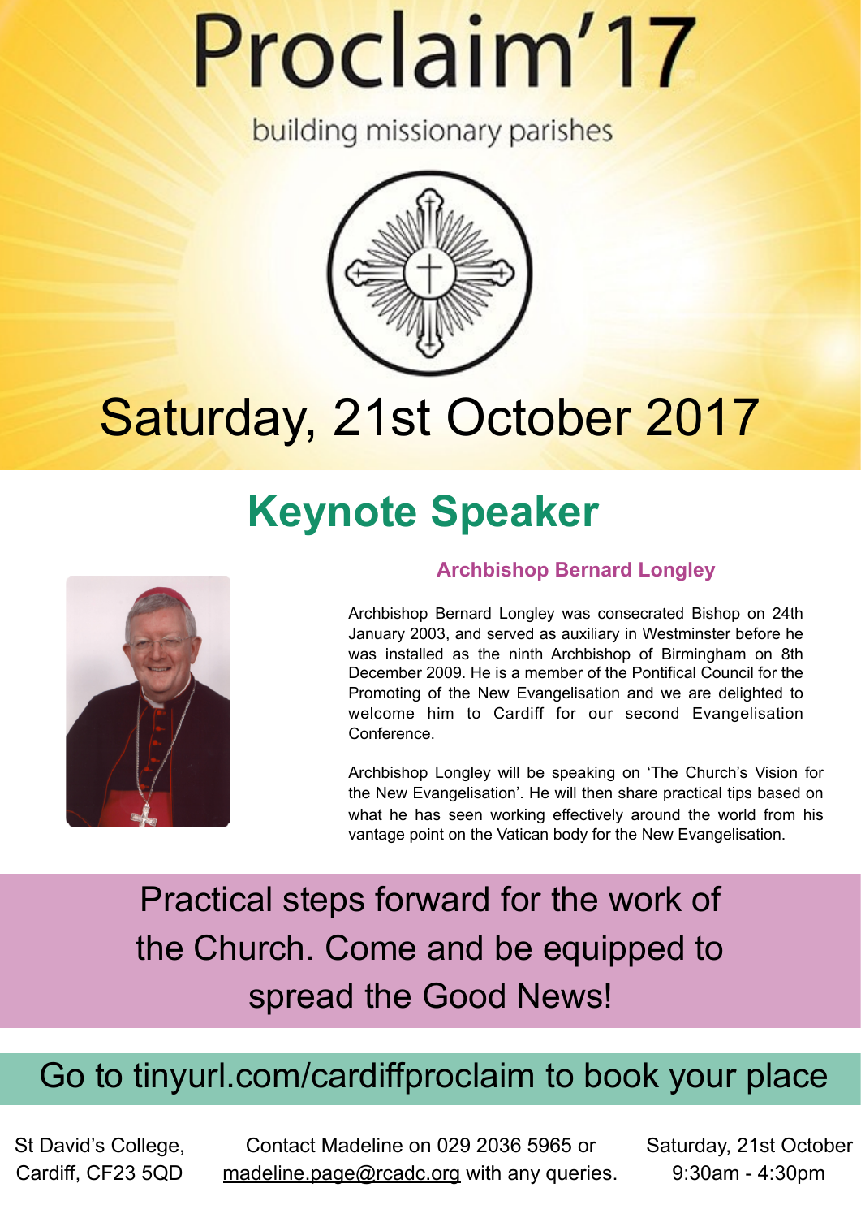# Proclaim'17

building missionary parishes

## Saturday, 21st October 2017

## Keynote Speaker

**Archbishop Bernard Longley**

Archbishop Bernard Longley was consecrated Bishop on 24th January 2003, and served as auxiliary in Westminster before he was installed as the ninth Archbishop of Birmingham on 8th December 2009. He is a member of the Pontifical Council for the Promoting of the New Evangelisation and we are delighted to welcome him to Cardiff for our second Evangelisation Conference.

Archbishop Longley will be speaking on 'The Church's Vision for the New Evangelisation'. He will then share practical tips based on what he has seen working effectively around the world from his vantage point on the Vatican body for the New Evangelisation.

Practical steps forward for the work of the Church. Come and be equipped to spread the Good News!

Go to tinyurl.com/cardiffproclaim to book your place

St David's College, Cardiff, CF23 5QD

Contact Madeline on 029 2036 5965 or madeline.page@rcadc.org with any queries.

Saturday, 21st October 9:30am - 4:30pm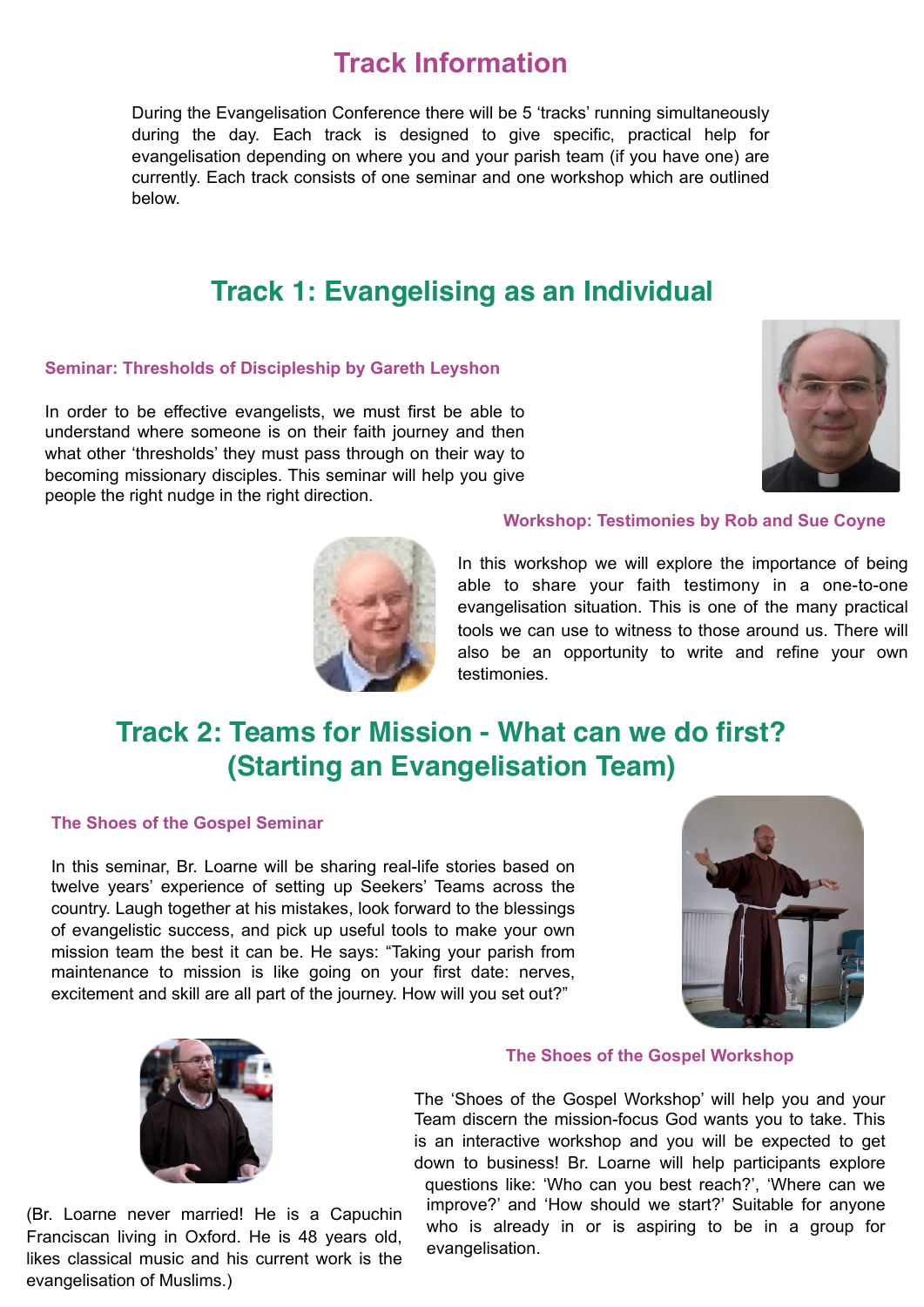# Track Information

During the Evangelisation Conference there will be 5 'tracks' running simultaneously during the day. Each track is designed to give specific, practical help for evangelisation depending on where you and your parish team (if you have one) are currently. Each track consists of one seminar and one workshop which are outlined below.

## Track 1: Evangelising as an Individual

### Seminar: Thresholds of Discipleship by Gareth Leyshon

In order to be effective evangelists, we must first be able to understand where someone is on their faith journey and then what other 'thresholds' they must pass through on their way to becoming missionary disciples. This seminar will help you give people the right nudge in the right direction.

### Workshop: Testimonies by Rob and Sue Coyne

In this workshop we will explore the importance of being able to share your faith testimony in a one-to-one evangelisation situation. This is one of the many practical tools we can use to witness to those around us. There will also be an opportunity to write and refine your own testimonies.

## Track 2: Teams for Mission - What can we do first? (Starting an Evangelisation Team)

### The Shoes of the Gospel Seminar

In this seminar, Br. Loarne will be sharing real-life stories based on twelve years' experience of setting up Seekers' Teams across the country. Laugh together at his mistakes, look forward to the blessings of evangelistic success, and pick up useful tools to make your own mission team the best it can be. He says: "Taking your parish from maintenance to mission is like going on your first date: nerves, excitement and skill are all part of the journey. How will you set out?"

### The Shoes of the Gospel Workshop

The 'Shoes of the Gospel Workshop' will help you and your Team discern the mission-focus God wants you to take. This is an interactive workshop and you will be expected to get down to business! Br. Loarne will help participants explore questions like: 'Who can you best reach?', 'Where can we improve?' and 'How should we start?' Suitable for anyone who is already in or is aspiring to be in a group for evangelisation.

(Br. Loarne never married! He is a Capuchin Franciscan living in Oxford. He is 48 years old, likes classical music and his current work is the evangelisation of Muslims.)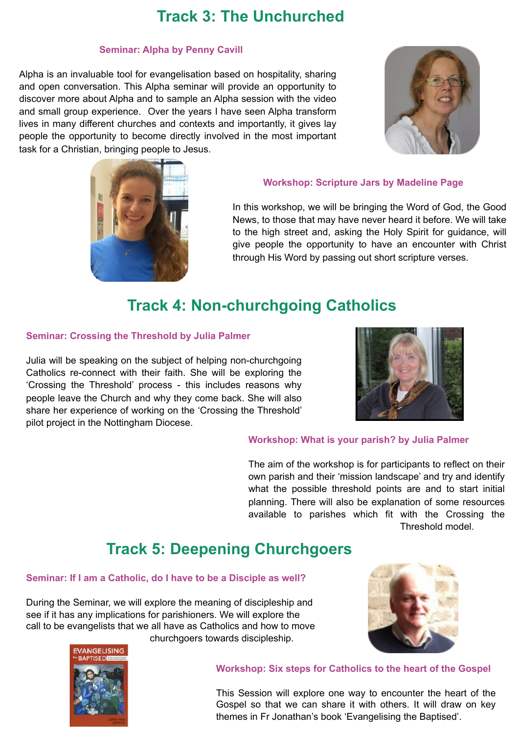# Track 3: The Unchurched

### Seminar: Alpha by Penny Cavill

Alpha is an invaluable tool for evangelisation based on hospitality, sharing and open conversation. This Alpha seminar will provide an opportunity to discover more about Alpha and to sample an Alpha session with the video and small group experience. Over the years I have seen Alpha transform lives in many different churches and contexts and importantly, it gives lay people the opportunity to become directly involved in the most important task for a Christian, bringing people to Jesus.

### Workshop: Scripture Jars by Madeline Page

In this workshop, we will be bringing the Word of God, the Good News, to those that may have never heard it before. We will take to the high street and, asking the Holy Spirit for guidance, will give people the opportunity to have an encounter with Christ through His Word by passing out short scripture verses.

# Track 4: Non-churchgoing Catholics

### Seminar: Crossing the Threshold by Julia Palmer

Julia will be speaking on the subject of helping non-churchgoing Catholics re-connect with their faith. She will be exploring the 'Crossing the Threshold' process - this includes reasons why people leave the Church and why they come back. She will also share her experience of working on the 'Crossing the Threshold' pilot project in the Nottingham Diocese.

### Workshop: What is your parish? by Julia Palmer

The aim of the workshop is for participants to reflect on their own parish and their 'mission landscape' and try and identify what the possible threshold points are and to start initial planning. There will also be explanation of some resources available to parishes which fit with the Crossing the Threshold model.

# Track 5: Deepening Churchgoers

### Seminar: If I am a Catholic, do I have to be a Disciple as well?

During the Seminar, we will explore the meaning of discipleship and see if it has any implications for parishioners. We will explore the call to be evangelists that we all have as Catholics and how to move churchgoers towards discipleship.

### Workshop: Six steps for Catholics to the heart of the Gospel

This Session will explore one way to encounter the heart of the Gospel so that we can share it with others. It will draw on key themes in Fr Jonathan's book 'Evangelising the Baptised'.